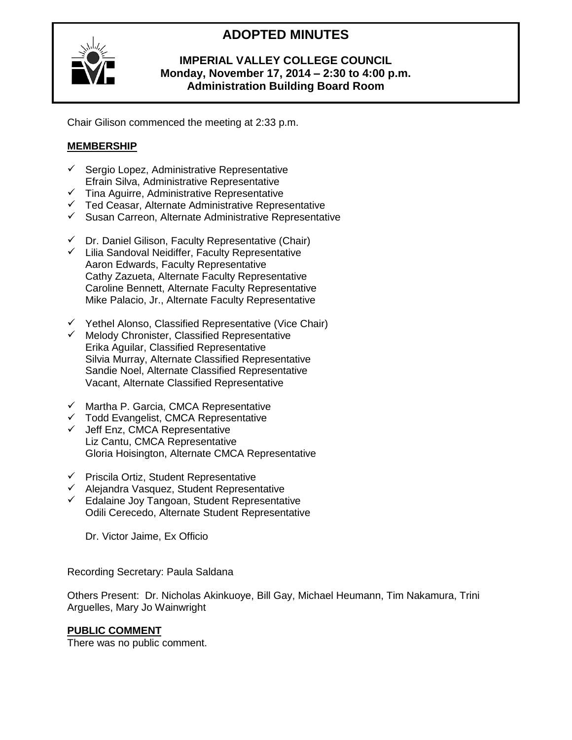# ADOPTED MINUTES

**IMPERIAL VALLEY COLLEGE COUNCIL**
**Monday, November 17, 2014 – 2:30 to 4:00 p.m.**
**Administration Building Board Room**

Chair Gilison commenced the meeting at 2:33 p.m.

## MEMBERSHIP

- ✓ Sergio Lopez, Administrative Representative
- Efrain Silva, Administrative Representative
- ✓ Tina Aguirre, Administrative Representative
- ✓ Ted Ceasar, Alternate Administrative Representative
- ✓ Susan Carreon, Alternate Administrative Representative

- ✓ Dr. Daniel Gilison, Faculty Representative (Chair)
- ✓ Lilia Sandoval Neidiffer, Faculty Representative
- Aaron Edwards, Faculty Representative
- Cathy Zazueta, Alternate Faculty Representative
- Caroline Bennett, Alternate Faculty Representative
- Mike Palacio, Jr., Alternate Faculty Representative

- ✓ Yethel Alonso, Classified Representative (Vice Chair)
- ✓ Melody Chronister, Classified Representative
- Erika Aguilar, Classified Representative
- Silvia Murray, Alternate Classified Representative
- Sandie Noel, Alternate Classified Representative
- Vacant, Alternate Classified Representative

- ✓ Martha P. Garcia, CMCA Representative
- ✓ Todd Evangelist, CMCA Representative
- ✓ Jeff Enz, CMCA Representative
- Liz Cantu, CMCA Representative
- Gloria Hoisington, Alternate CMCA Representative

- ✓ Priscila Ortiz, Student Representative
- ✓ Alejandra Vasquez, Student Representative
- ✓ Edalaine Joy Tangoan, Student Representative
- Odili Cerecedo, Alternate Student Representative

Dr. Victor Jaime, Ex Officio

Recording Secretary: Paula Saldana

Others Present: Dr. Nicholas Akinkuoye, Bill Gay, Michael Heumann, Tim Nakamura, Trini Arguelles, Mary Jo Wainwright

## PUBLIC COMMENT

There was no public comment.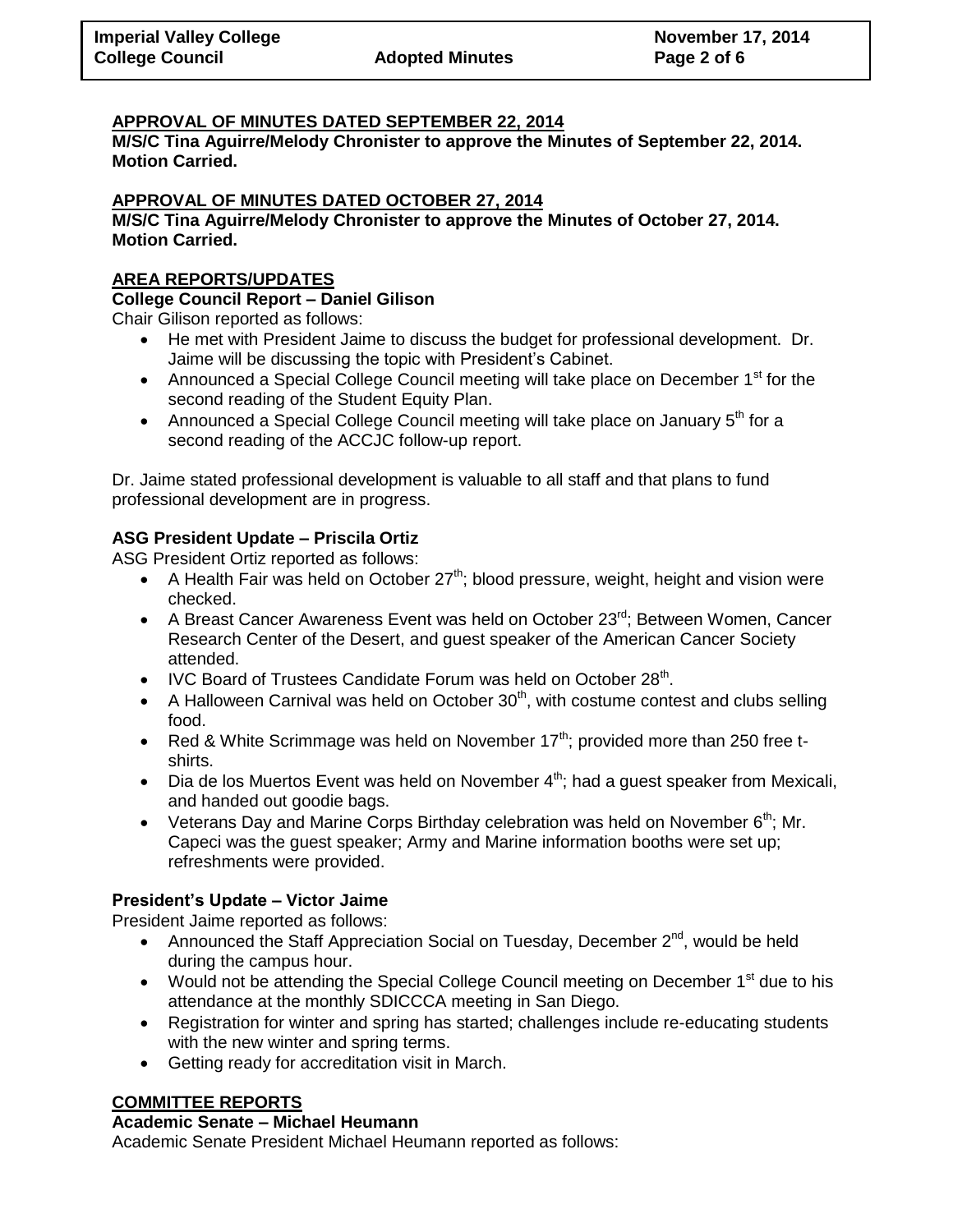## APPROVAL OF MINUTES DATED SEPTEMBER 22, 2014

**M/S/C Tina Aguirre/Melody Chronister to approve the Minutes of September 22, 2014. Motion Carried.**

## APPROVAL OF MINUTES DATED OCTOBER 27, 2014

**M/S/C Tina Aguirre/Melody Chronister to approve the Minutes of October 27, 2014. Motion Carried.**

## AREA REPORTS/UPDATES

### College Council Report – Daniel Gilison

Chair Gilison reported as follows:

- He met with President Jaime to discuss the budget for professional development. Dr. Jaime will be discussing the topic with President's Cabinet.
- Announced a Special College Council meeting will take place on December 1st for the second reading of the Student Equity Plan.
- Announced a Special College Council meeting will take place on January 5th for a second reading of the ACCJC follow-up report.

Dr. Jaime stated professional development is valuable to all staff and that plans to fund professional development are in progress.

### ASG President Update – Priscila Ortiz

ASG President Ortiz reported as follows:

- A Health Fair was held on October 27th; blood pressure, weight, height and vision were checked.
- A Breast Cancer Awareness Event was held on October 23rd; Between Women, Cancer Research Center of the Desert, and guest speaker of the American Cancer Society attended.
- IVC Board of Trustees Candidate Forum was held on October 28th.
- A Halloween Carnival was held on October 30th, with costume contest and clubs selling food.
- Red & White Scrimmage was held on November 17th; provided more than 250 free t-shirts.
- Dia de los Muertos Event was held on November 4th; had a guest speaker from Mexicali, and handed out goodie bags.
- Veterans Day and Marine Corps Birthday celebration was held on November 6th; Mr. Capeci was the guest speaker; Army and Marine information booths were set up; refreshments were provided.

### President's Update – Victor Jaime

President Jaime reported as follows:

- Announced the Staff Appreciation Social on Tuesday, December 2nd, would be held during the campus hour.
- Would not be attending the Special College Council meeting on December 1st due to his attendance at the monthly SDICCCA meeting in San Diego.
- Registration for winter and spring has started; challenges include re-educating students with the new winter and spring terms.
- Getting ready for accreditation visit in March.

## COMMITTEE REPORTS

### Academic Senate – Michael Heumann

Academic Senate President Michael Heumann reported as follows: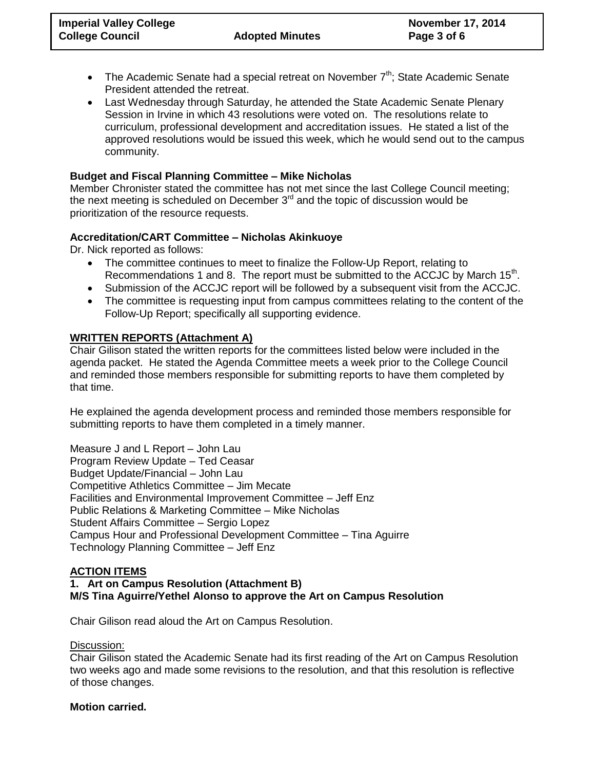- The Academic Senate had a special retreat on November 7th; State Academic Senate President attended the retreat.
- Last Wednesday through Saturday, he attended the State Academic Senate Plenary Session in Irvine in which 43 resolutions were voted on. The resolutions relate to curriculum, professional development and accreditation issues. He stated a list of the approved resolutions would be issued this week, which he would send out to the campus community.

**Budget and Fiscal Planning Committee – Mike Nicholas**

Member Chronister stated the committee has not met since the last College Council meeting; the next meeting is scheduled on December 3rd and the topic of discussion would be prioritization of the resource requests.

**Accreditation/CART Committee – Nicholas Akinkuoye**

Dr. Nick reported as follows:

- The committee continues to meet to finalize the Follow-Up Report, relating to Recommendations 1 and 8. The report must be submitted to the ACCJC by March 15th.
- Submission of the ACCJC report will be followed by a subsequent visit from the ACCJC.
- The committee is requesting input from campus committees relating to the content of the Follow-Up Report; specifically all supporting evidence.

**WRITTEN REPORTS (Attachment A)**

Chair Gilison stated the written reports for the committees listed below were included in the agenda packet. He stated the Agenda Committee meets a week prior to the College Council and reminded those members responsible for submitting reports to have them completed by that time.

He explained the agenda development process and reminded those members responsible for submitting reports to have them completed in a timely manner.

Measure J and L Report – John Lau
Program Review Update – Ted Ceasar
Budget Update/Financial – John Lau
Competitive Athletics Committee – Jim Mecate
Facilities and Environmental Improvement Committee – Jeff Enz
Public Relations & Marketing Committee – Mike Nicholas
Student Affairs Committee – Sergio Lopez
Campus Hour and Professional Development Committee – Tina Aguirre
Technology Planning Committee – Jeff Enz

**ACTION ITEMS**

**1. Art on Campus Resolution (Attachment B)**
**M/S Tina Aguirre/Yethel Alonso to approve the Art on Campus Resolution**

Chair Gilison read aloud the Art on Campus Resolution.

Discussion:

Chair Gilison stated the Academic Senate had its first reading of the Art on Campus Resolution two weeks ago and made some revisions to the resolution, and that this resolution is reflective of those changes.

**Motion carried.**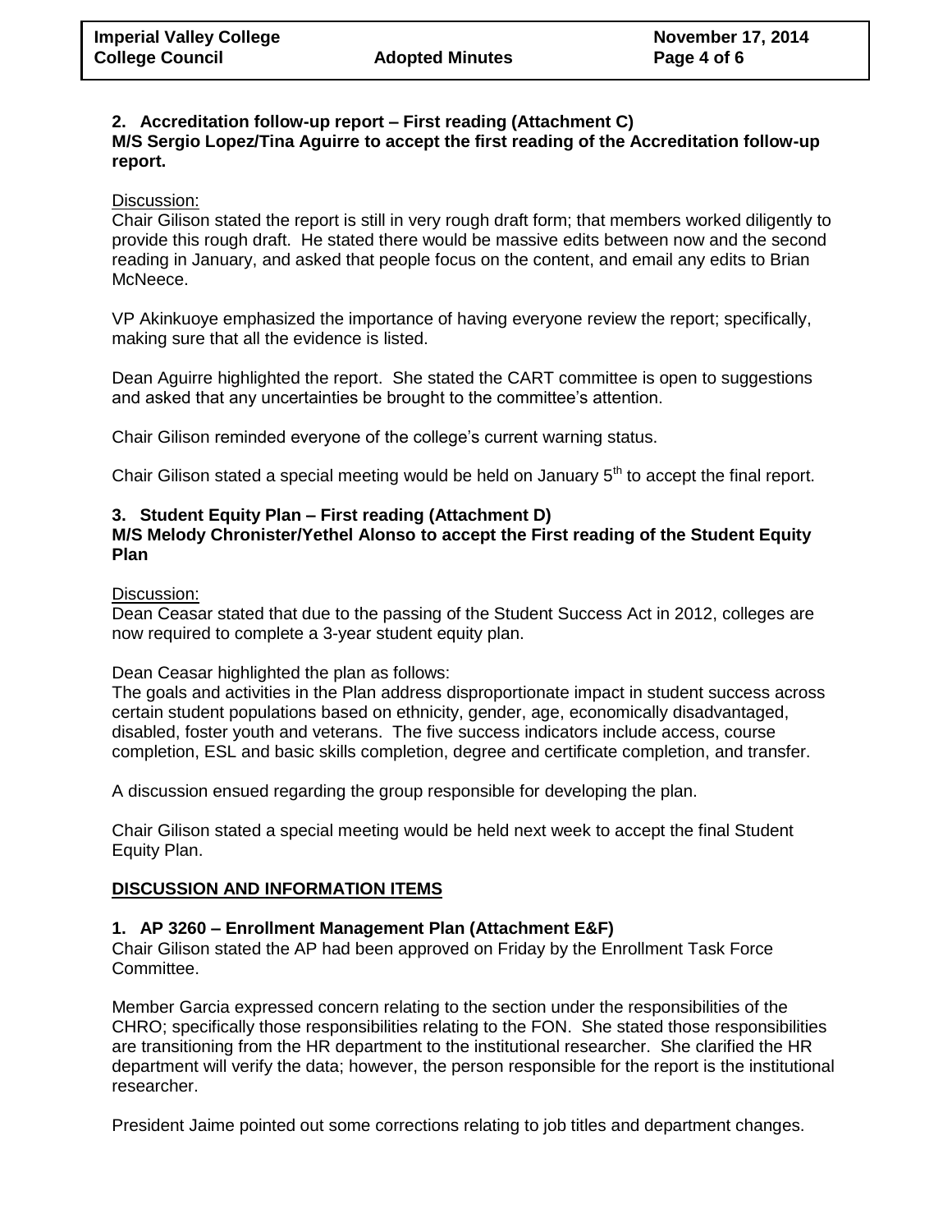**2. Accreditation follow-up report – First reading (Attachment C)**
**M/S Sergio Lopez/Tina Aguirre to accept the first reading of the Accreditation follow-up report.**

Discussion:
Chair Gilison stated the report is still in very rough draft form; that members worked diligently to provide this rough draft. He stated there would be massive edits between now and the second reading in January, and asked that people focus on the content, and email any edits to Brian McNeece.

VP Akinkuoye emphasized the importance of having everyone review the report; specifically, making sure that all the evidence is listed.

Dean Aguirre highlighted the report. She stated the CART committee is open to suggestions and asked that any uncertainties be brought to the committee's attention.

Chair Gilison reminded everyone of the college's current warning status.

Chair Gilison stated a special meeting would be held on January 5th to accept the final report.

**3. Student Equity Plan – First reading (Attachment D)**
**M/S Melody Chronister/Yethel Alonso to accept the First reading of the Student Equity Plan**

Discussion:
Dean Ceasar stated that due to the passing of the Student Success Act in 2012, colleges are now required to complete a 3-year student equity plan.

Dean Ceasar highlighted the plan as follows:
The goals and activities in the Plan address disproportionate impact in student success across certain student populations based on ethnicity, gender, age, economically disadvantaged, disabled, foster youth and veterans. The five success indicators include access, course completion, ESL and basic skills completion, degree and certificate completion, and transfer.

A discussion ensued regarding the group responsible for developing the plan.

Chair Gilison stated a special meeting would be held next week to accept the final Student Equity Plan.

## DISCUSSION AND INFORMATION ITEMS

**1. AP 3260 – Enrollment Management Plan (Attachment E&F)**
Chair Gilison stated the AP had been approved on Friday by the Enrollment Task Force Committee.

Member Garcia expressed concern relating to the section under the responsibilities of the CHRO; specifically those responsibilities relating to the FON. She stated those responsibilities are transitioning from the HR department to the institutional researcher. She clarified the HR department will verify the data; however, the person responsible for the report is the institutional researcher.

President Jaime pointed out some corrections relating to job titles and department changes.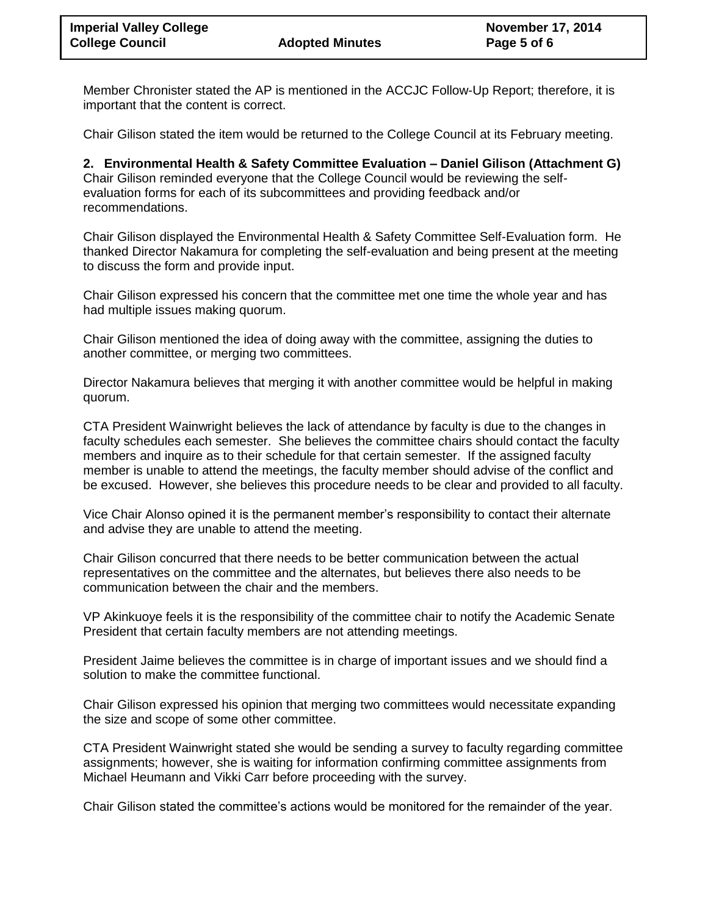Member Chronister stated the AP is mentioned in the ACCJC Follow-Up Report; therefore, it is important that the content is correct.

Chair Gilison stated the item would be returned to the College Council at its February meeting.

**2. Environmental Health & Safety Committee Evaluation – Daniel Gilison (Attachment G)**
Chair Gilison reminded everyone that the College Council would be reviewing the self-evaluation forms for each of its subcommittees and providing feedback and/or recommendations.

Chair Gilison displayed the Environmental Health & Safety Committee Self-Evaluation form. He thanked Director Nakamura for completing the self-evaluation and being present at the meeting to discuss the form and provide input.

Chair Gilison expressed his concern that the committee met one time the whole year and has had multiple issues making quorum.

Chair Gilison mentioned the idea of doing away with the committee, assigning the duties to another committee, or merging two committees.

Director Nakamura believes that merging it with another committee would be helpful in making quorum.

CTA President Wainwright believes the lack of attendance by faculty is due to the changes in faculty schedules each semester. She believes the committee chairs should contact the faculty members and inquire as to their schedule for that certain semester. If the assigned faculty member is unable to attend the meetings, the faculty member should advise of the conflict and be excused. However, she believes this procedure needs to be clear and provided to all faculty.

Vice Chair Alonso opined it is the permanent member's responsibility to contact their alternate and advise they are unable to attend the meeting.

Chair Gilison concurred that there needs to be better communication between the actual representatives on the committee and the alternates, but believes there also needs to be communication between the chair and the members.

VP Akinkuoye feels it is the responsibility of the committee chair to notify the Academic Senate President that certain faculty members are not attending meetings.

President Jaime believes the committee is in charge of important issues and we should find a solution to make the committee functional.

Chair Gilison expressed his opinion that merging two committees would necessitate expanding the size and scope of some other committee.

CTA President Wainwright stated she would be sending a survey to faculty regarding committee assignments; however, she is waiting for information confirming committee assignments from Michael Heumann and Vikki Carr before proceeding with the survey.

Chair Gilison stated the committee's actions would be monitored for the remainder of the year.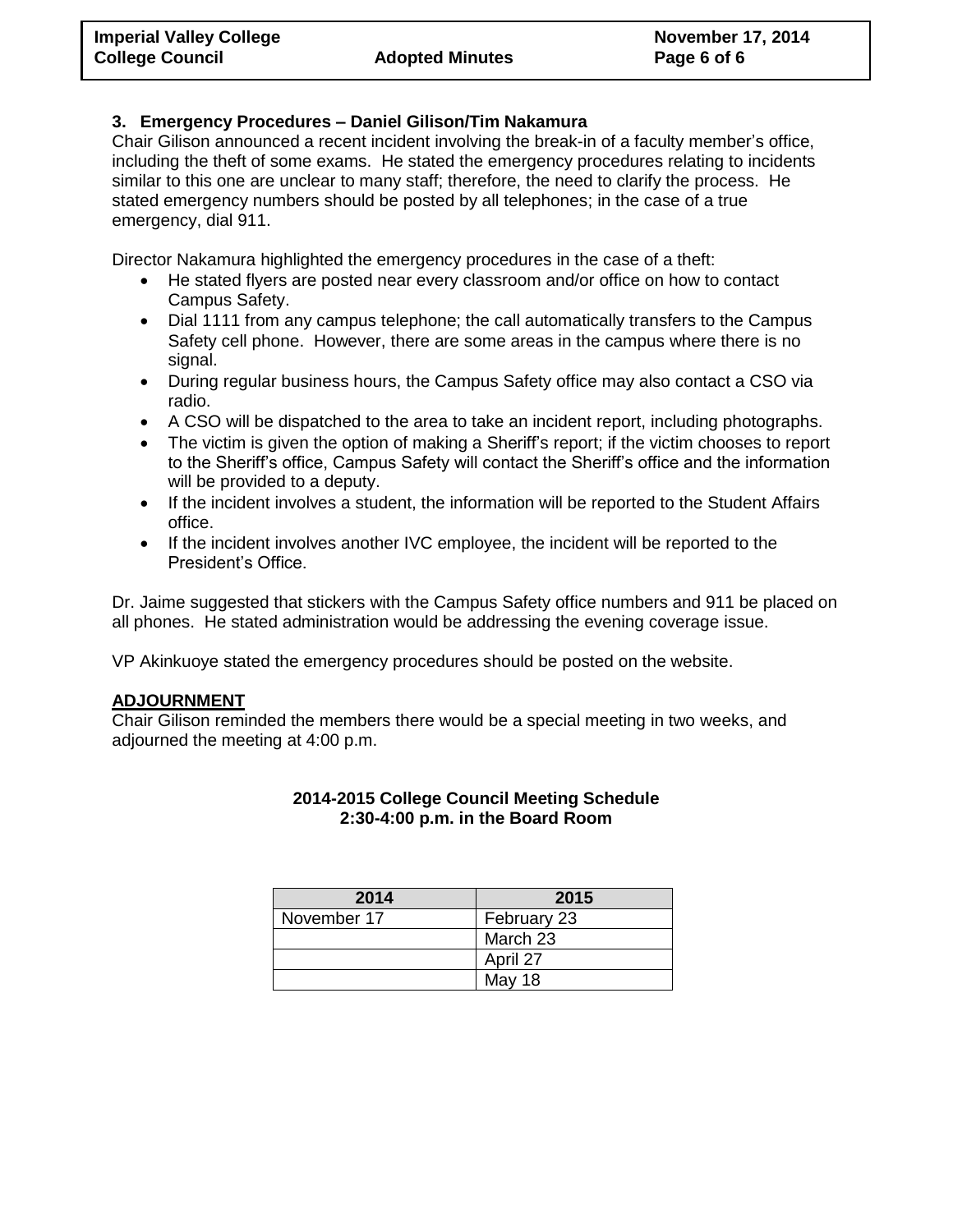### 3. Emergency Procedures – Daniel Gilison/Tim Nakamura

Chair Gilison announced a recent incident involving the break-in of a faculty member's office, including the theft of some exams. He stated the emergency procedures relating to incidents similar to this one are unclear to many staff; therefore, the need to clarify the process. He stated emergency numbers should be posted by all telephones; in the case of a true emergency, dial 911.

Director Nakamura highlighted the emergency procedures in the case of a theft:

- He stated flyers are posted near every classroom and/or office on how to contact Campus Safety.
- Dial 1111 from any campus telephone; the call automatically transfers to the Campus Safety cell phone. However, there are some areas in the campus where there is no signal.
- During regular business hours, the Campus Safety office may also contact a CSO via radio.
- A CSO will be dispatched to the area to take an incident report, including photographs.
- The victim is given the option of making a Sheriff's report; if the victim chooses to report to the Sheriff's office, Campus Safety will contact the Sheriff's office and the information will be provided to a deputy.
- If the incident involves a student, the information will be reported to the Student Affairs office.
- If the incident involves another IVC employee, the incident will be reported to the President's Office.

Dr. Jaime suggested that stickers with the Campus Safety office numbers and 911 be placed on all phones. He stated administration would be addressing the evening coverage issue.

VP Akinkuoye stated the emergency procedures should be posted on the website.

**ADJOURNMENT**

Chair Gilison reminded the members there would be a special meeting in two weeks, and adjourned the meeting at 4:00 p.m.

**2014-2015 College Council Meeting Schedule**
**2:30-4:00 p.m. in the Board Room**

| 2014 | 2015 |
| --- | --- |
| November 17 | February 23 |
| | March 23 |
| | April 27 |
| | May 18 |